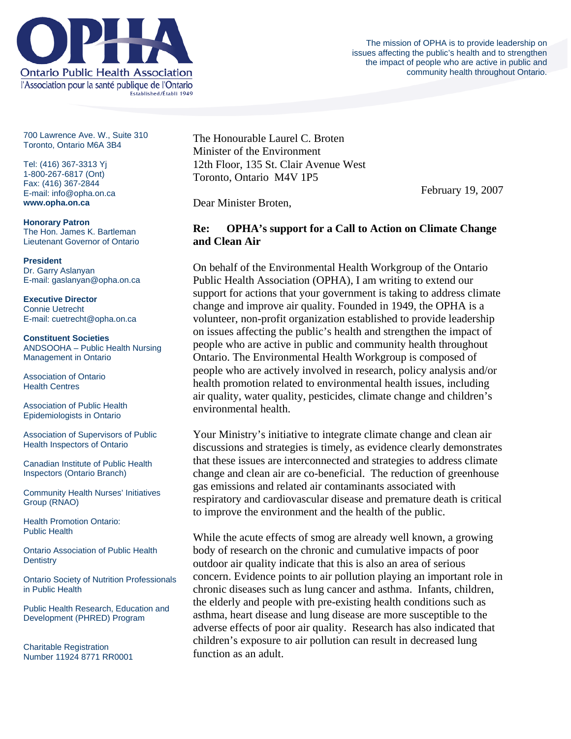# OPHA

Ontario Public Health Association
l'Association pour la santé publique de l'Ontario
Established/Établi 1949

The mission of OPHA is to provide leadership on issues affecting the public's health and to strengthen the impact of people who are active in public and community health throughout Ontario.

700 Lawrence Ave. W., Suite 310
Toronto, Ontario M6A 3B4

Tel: (416) 367-3313 Yj
1-800-267-6817 (Ont)
Fax: (416) 367-2844
E-mail: info@opha.on.ca
**www.opha.on.ca**

**Honorary Patron**
The Hon. James K. Bartleman
Lieutenant Governor of Ontario

**President**
Dr. Garry Aslanyan
E-mail: gaslanyan@opha.on.ca

**Executive Director**
Connie Uetrecht
E-mail: cuetrecht@opha.on.ca

**Constituent Societies**
ANDSOOHA – Public Health Nursing Management in Ontario

Association of Ontario Health Centres

Association of Public Health Epidemiologists in Ontario

Association of Supervisors of Public Health Inspectors of Ontario

Canadian Institute of Public Health Inspectors (Ontario Branch)

Community Health Nurses' Initiatives Group (RNAO)

Health Promotion Ontario: Public Health

Ontario Association of Public Health Dentistry

Ontario Society of Nutrition Professionals in Public Health

Public Health Research, Education and Development (PHRED) Program

Charitable Registration Number 11924 8771 RR0001

---

The Honourable Laurel C. Broten
Minister of the Environment
12th Floor, 135 St. Clair Avenue West
Toronto, Ontario M4V 1P5

February 19, 2007

Dear Minister Broten,

**Re: OPHA's support for a Call to Action on Climate Change and Clean Air**

On behalf of the Environmental Health Workgroup of the Ontario Public Health Association (OPHA), I am writing to extend our support for actions that your government is taking to address climate change and improve air quality. Founded in 1949, the OPHA is a volunteer, non-profit organization established to provide leadership on issues affecting the public's health and strengthen the impact of people who are active in public and community health throughout Ontario. The Environmental Health Workgroup is composed of people who are actively involved in research, policy analysis and/or health promotion related to environmental health issues, including air quality, water quality, pesticides, climate change and children's environmental health.

Your Ministry's initiative to integrate climate change and clean air discussions and strategies is timely, as evidence clearly demonstrates that these issues are interconnected and strategies to address climate change and clean air are co-beneficial. The reduction of greenhouse gas emissions and related air contaminants associated with respiratory and cardiovascular disease and premature death is critical to improve the environment and the health of the public.

While the acute effects of smog are already well known, a growing body of research on the chronic and cumulative impacts of poor outdoor air quality indicate that this is also an area of serious concern. Evidence points to air pollution playing an important role in chronic diseases such as lung cancer and asthma. Infants, children, the elderly and people with pre-existing health conditions such as asthma, heart disease and lung disease are more susceptible to the adverse effects of poor air quality. Research has also indicated that children's exposure to air pollution can result in decreased lung function as an adult.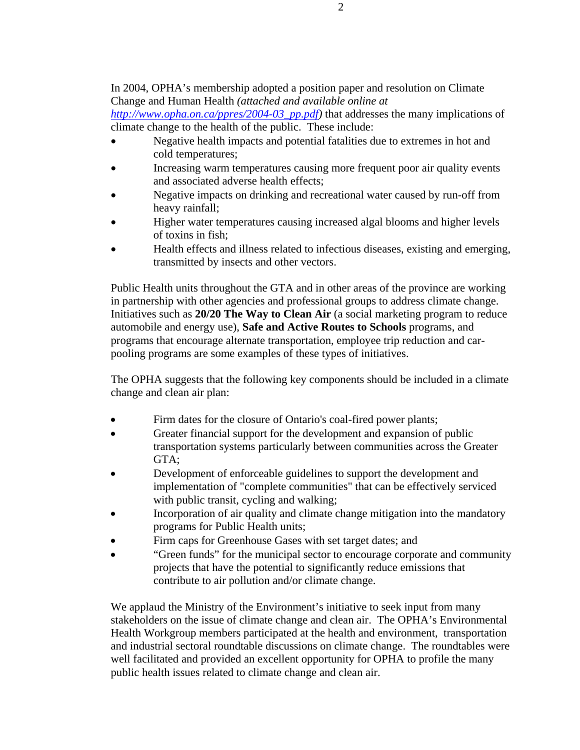In 2004, OPHA's membership adopted a position paper and resolution on Climate Change and Human Health *(attached and available online at [http://www.opha.on.ca/ppres/2004-03_pp.pdf](http://www.opha.on.ca/ppres/2004-03_pp.pdf))* that addresses the many implications of climate change to the health of the public. These include:

- Negative health impacts and potential fatalities due to extremes in hot and cold temperatures;
- Increasing warm temperatures causing more frequent poor air quality events and associated adverse health effects;
- Negative impacts on drinking and recreational water caused by run-off from heavy rainfall;
- Higher water temperatures causing increased algal blooms and higher levels of toxins in fish;
- Health effects and illness related to infectious diseases, existing and emerging, transmitted by insects and other vectors.

Public Health units throughout the GTA and in other areas of the province are working in partnership with other agencies and professional groups to address climate change. Initiatives such as **20/20 The Way to Clean Air** (a social marketing program to reduce automobile and energy use), **Safe and Active Routes to Schools** programs, and programs that encourage alternate transportation, employee trip reduction and car-pooling programs are some examples of these types of initiatives.

The OPHA suggests that the following key components should be included in a climate change and clean air plan:

- Firm dates for the closure of Ontario's coal-fired power plants;
- Greater financial support for the development and expansion of public transportation systems particularly between communities across the Greater GTA;
- Development of enforceable guidelines to support the development and implementation of "complete communities" that can be effectively serviced with public transit, cycling and walking;
- Incorporation of air quality and climate change mitigation into the mandatory programs for Public Health units;
- Firm caps for Greenhouse Gases with set target dates; and
- "Green funds" for the municipal sector to encourage corporate and community projects that have the potential to significantly reduce emissions that contribute to air pollution and/or climate change.

We applaud the Ministry of the Environment's initiative to seek input from many stakeholders on the issue of climate change and clean air. The OPHA's Environmental Health Workgroup members participated at the health and environment, transportation and industrial sectoral roundtable discussions on climate change. The roundtables were well facilitated and provided an excellent opportunity for OPHA to profile the many public health issues related to climate change and clean air.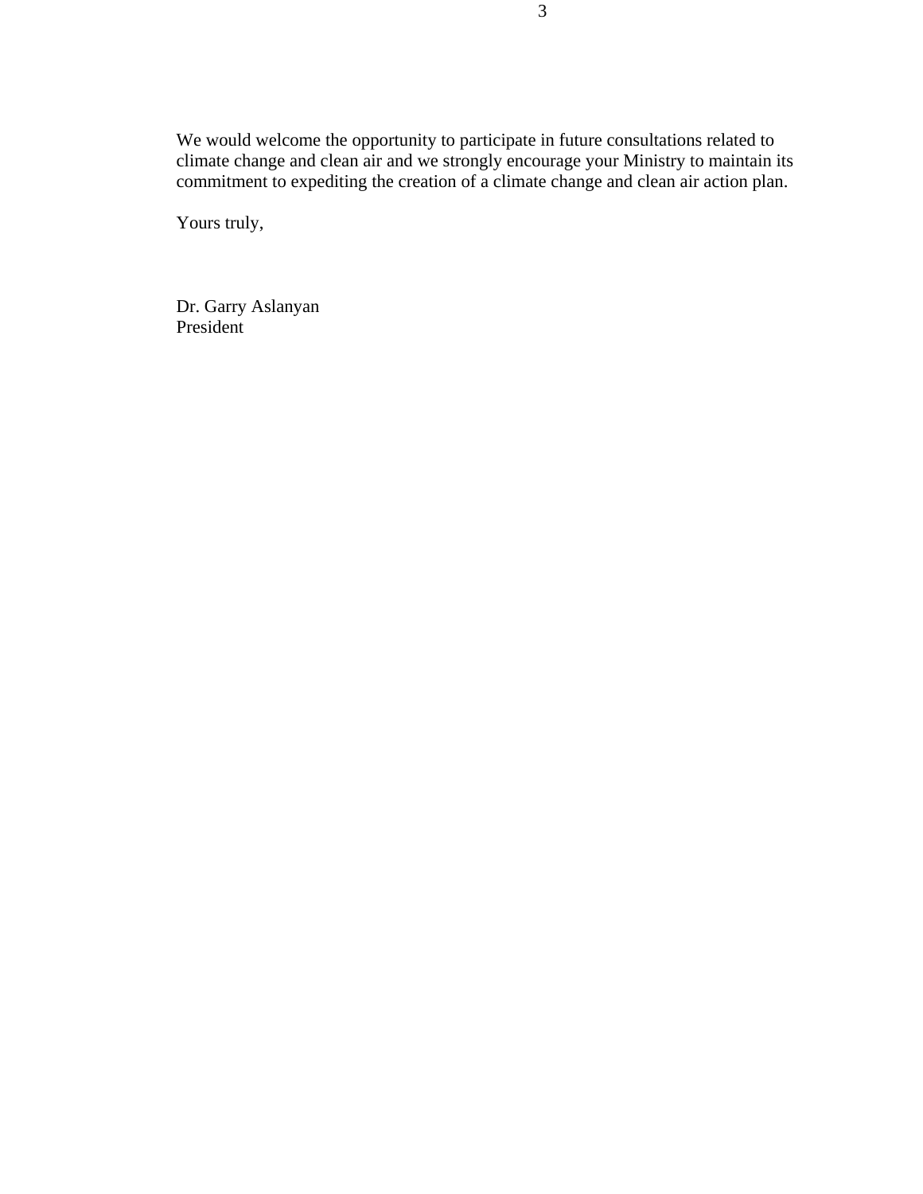We would welcome the opportunity to participate in future consultations related to climate change and clean air and we strongly encourage your Ministry to maintain its commitment to expediting the creation of a climate change and clean air action plan.

Yours truly,

Dr. Garry Aslanyan
President